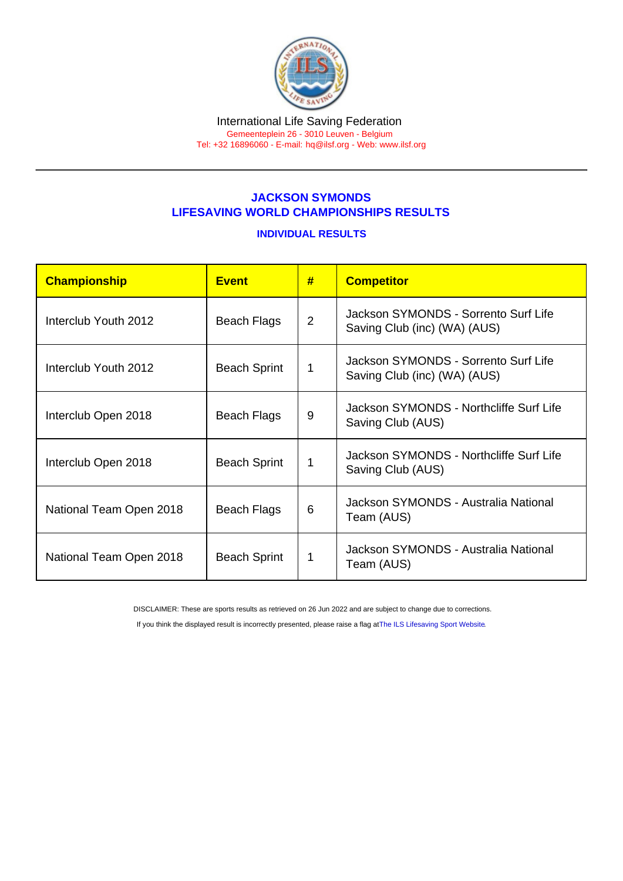International Life Saving Federation

Gemeenteplein 26 - 3010 Leuven - Belgium

Tel: +32 16896060 - E-mail: hq@ilsf.org - Web: www.ilsf.org

## JACKSON SYMONDS
## LIFESAVING WORLD CHAMPIONSHIPS RESULTS

### INDIVIDUAL RESULTS

| Championship | Event | # | Competitor |
|---|---|---|---|
| Interclub Youth 2012 | Beach Flags | 2 | Jackson SYMONDS - Sorrento Surf Life Saving Club (inc) (WA) (AUS) |
| Interclub Youth 2012 | Beach Sprint | 1 | Jackson SYMONDS - Sorrento Surf Life Saving Club (inc) (WA) (AUS) |
| Interclub Open 2018 | Beach Flags | 9 | Jackson SYMONDS - Northcliffe Surf Life Saving Club (AUS) |
| Interclub Open 2018 | Beach Sprint | 1 | Jackson SYMONDS - Northcliffe Surf Life Saving Club (AUS) |
| National Team Open 2018 | Beach Flags | 6 | Jackson SYMONDS - Australia National Team (AUS) |
| National Team Open 2018 | Beach Sprint | 1 | Jackson SYMONDS - Australia National Team (AUS) |

DISCLAIMER: These are sports results as retrieved on 26 Jun 2022 and are subject to change due to corrections.

If you think the displayed result is incorrectly presented, please raise a flag at The ILS Lifesaving Sport Website.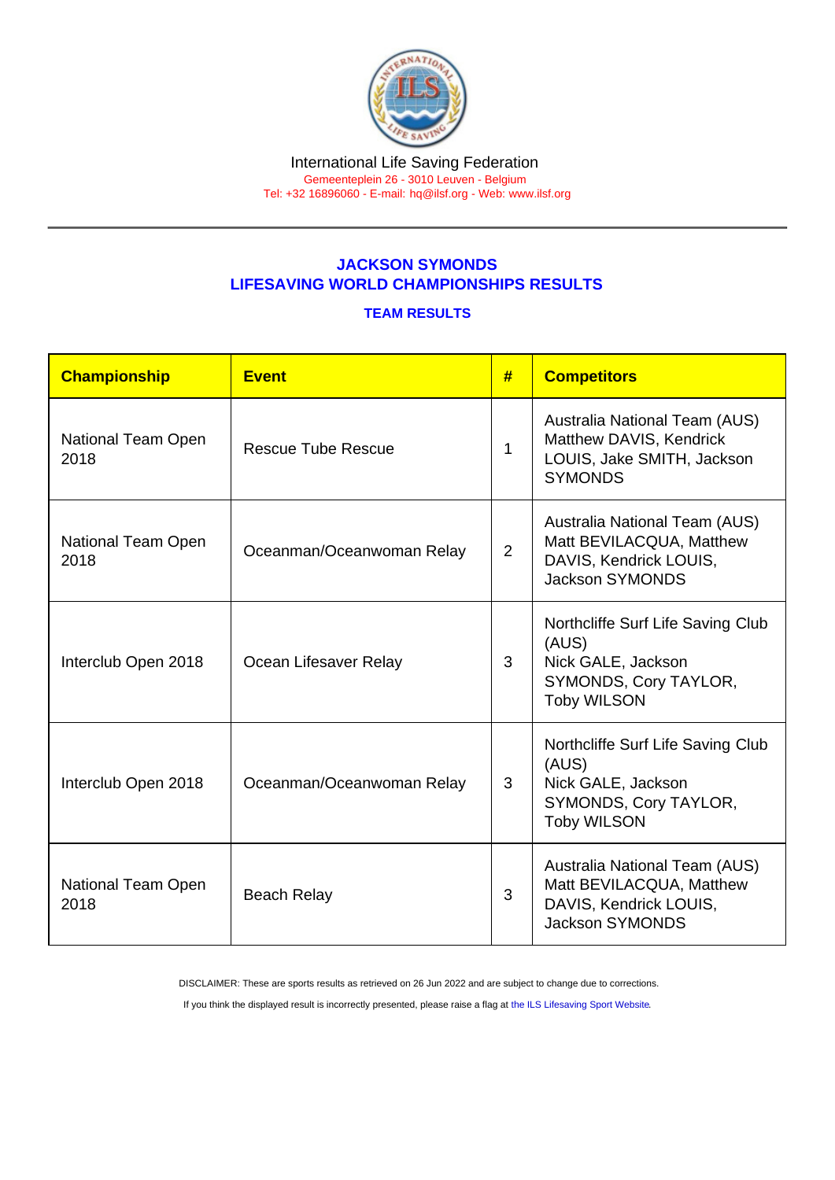International Life Saving Federation
Gemeenteplein 26 - 3010 Leuven - Belgium
Tel: +32 16896060 - E-mail: hq@ilsf.org - Web: www.ilsf.org

## JACKSON SYMONDS
## LIFESAVING WORLD CHAMPIONSHIPS RESULTS

### TEAM RESULTS

| Championship | Event | # | Competitors |
|---|---|---|---|
| National Team Open 2018 | Rescue Tube Rescue | 1 | Australia National Team (AUS) Matthew DAVIS, Kendrick LOUIS, Jake SMITH, Jackson SYMONDS |
| National Team Open 2018 | Oceanman/Oceanwoman Relay | 2 | Australia National Team (AUS) Matt BEVILACQUA, Matthew DAVIS, Kendrick LOUIS, Jackson SYMONDS |
| Interclub Open 2018 | Ocean Lifesaver Relay | 3 | Northcliffe Surf Life Saving Club (AUS) Nick GALE, Jackson SYMONDS, Cory TAYLOR, Toby WILSON |
| Interclub Open 2018 | Oceanman/Oceanwoman Relay | 3 | Northcliffe Surf Life Saving Club (AUS) Nick GALE, Jackson SYMONDS, Cory TAYLOR, Toby WILSON |
| National Team Open 2018 | Beach Relay | 3 | Australia National Team (AUS) Matt BEVILACQUA, Matthew DAVIS, Kendrick LOUIS, Jackson SYMONDS |

DISCLAIMER: These are sports results as retrieved on 26 Jun 2022 and are subject to change due to corrections.

If you think the displayed result is incorrectly presented, please raise a flag at the ILS Lifesaving Sport Website.